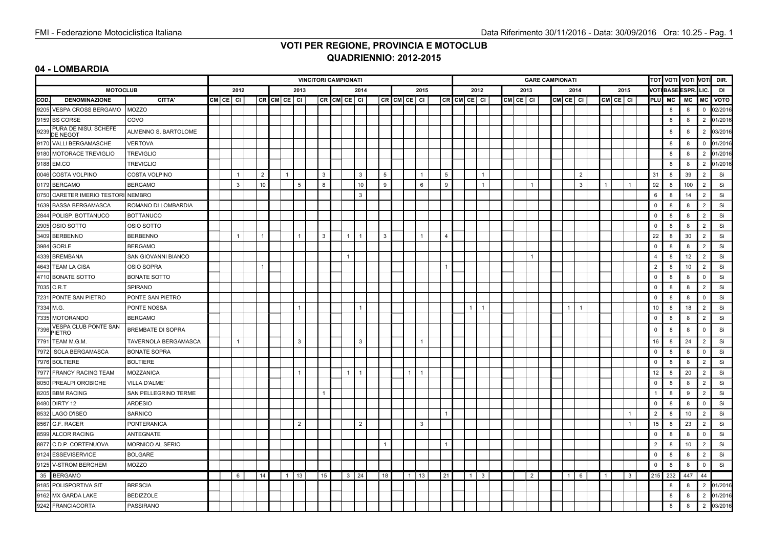# VOTI PER REGIONE, PROVINCIA E MOTOCLUB

## QUADRIENNIO: 2012-2015

### 04 - LOMBARDIA

| | | | VINCITORI CAMPIONATI | | | | | | | | | | | | | | | | GARE CAMPIONATI | | | | | | | | | | | | TOT VOTI | VOTI | VOTI | VOTI | DIR. |
|---|---|---|---|---|---|---|---|---|---|---|---|---|---|---|---|---|---|---|---|---|---|---|---|---|---|---|---|---|---|---|---|---|---|---|---|
| MOTOCLUB | | | 2012 | | | | 2013 | | | | 2014 | | | | 2015 | | | | 2012 | | | 2013 | | | 2014 | | | 2015 | | | | BASE | ESPR. | LIC. | DI |
| COD. | DENOMINAZIONE | CITTA' | CM | CE | CI | CR | CM | CE | CI | CR | CM | CE | CI | CR | CM | CE | CI | CR | CM | CE | CI | CM | CE | CI | CM | CE | CI | CM | CE | CI | PLU | MC | MC | MC | VOTO |
| 9205 | VESPA CROSS BERGAMO | MOZZO | | | | | | | | | | | | | | | | | | | | | | | | | | | | | | 8 | 8 | 0 | 02/2016 |
| 9159 | BS CORSE | COVO | | | | | | | | | | | | | | | | | | | | | | | | | | | | | | 8 | 8 | 2 | 01/2016 |
| 9239 | PURA DE NISU, SCHEFE DE NEGOT | ALMENNO S. BARTOLOME | | | | | | | | | | | | | | | | | | | | | | | | | | | | | | 8 | 8 | 2 | 03/2016 |
| 9170 | VALLI BERGAMASCHE | VERTOVA | | | | | | | | | | | | | | | | | | | | | | | | | | | | | | 8 | 8 | 0 | 01/2016 |
| 9180 | MOTORACE TREVIGLIO | TREVIGLIO | | | | | | | | | | | | | | | | | | | | | | | | | | | | | | 8 | 8 | 2 | 01/2016 |
| 9188 | EM.CO | TREVIGLIO | | | | | | | | | | | | | | | | | | | | | | | | | | | | | | 8 | 8 | 2 | 01/2016 |
| 0046 | COSTA VOLPINO | COSTA VOLPINO | | | 1 | 2 | | 1 | | 3 | | | 3 | 5 | | | 1 | 5 | | | 1 | | | | | | 2 | | | | 31 | 8 | 39 | 2 | Si |
| 0179 | BERGAMO | BERGAMO | | | 3 | 10 | | | 5 | 8 | | | 10 | 9 | | | 6 | 9 | | | 1 | | | 1 | | | 3 | 1 | | 1 | 92 | 8 | 100 | 2 | Si |
| 0750 | CARETER IMERIO TESTORI | NEMBRO | | | | | | | | | | | 3 | | | | | | | | | | | | | | | | | | 6 | 8 | 14 | 2 | Si |
| 1639 | BASSA BERGAMASCA | ROMANO DI LOMBARDIA | | | | | | | | | | | | | | | | | | | | | | | | | | | | | 0 | 8 | 8 | 2 | Si |
| 2844 | POLISP. BOTTANUCO | BOTTANUCO | | | | | | | | | | | | | | | | | | | | | | | | | | | | | 0 | 8 | 8 | 2 | Si |
| 2905 | OSIO SOTTO | OSIO SOTTO | | | | | | | | | | | | | | | | | | | | | | | | | | | | | 0 | 8 | 8 | 2 | Si |
| 3409 | BERBENNO | BERBENNO | | | 1 | 1 | | | 1 | 3 | | 1 | 1 | 3 | | | 1 | 4 | | | | | | | | | | | | | 22 | 8 | 30 | 2 | Si |
| 3984 | GORLE | BERGAMO | | | | | | | | | | | | | | | | | | | | | | | | | | | | | 0 | 8 | 8 | 2 | Si |
| 4339 | BREMBANA | SAN GIOVANNI BIANCO | | | | | | | | | | 1 | | | | | | | | | | | | 1 | | | | | | | 4 | 8 | 12 | 2 | Si |
| 4643 | TEAM LA CISA | OSIO SOPRA | | | | 1 | | | | | | | | | | | | 1 | | | | | | | | | | | | | 2 | 8 | 10 | 2 | Si |
| 4710 | BONATE SOTTO | BONATE SOTTO | | | | | | | | | | | | | | | | | | | | | | | | | | | | | 0 | 8 | 8 | 0 | Si |
| 7035 | C.R.T | SPIRANO | | | | | | | | | | | | | | | | | | | | | | | | | | | | | 0 | 8 | 8 | 2 | Si |
| 7231 | PONTE SAN PIETRO | PONTE SAN PIETRO | | | | | | | | | | | | | | | | | | | | | | | | | | | | | 0 | 8 | 8 | 0 | Si |
| 7334 | M.G. | PONTE NOSSA | | | | | | | 1 | | | | 1 | | | | | | | 1 | 1 | | | | | 1 | 1 | | | | 10 | 8 | 18 | 2 | Si |
| 7335 | MOTORANDO | BERGAMO | | | | | | | | | | | | | | | | | | | | | | | | | | | | | 0 | 8 | 8 | 2 | Si |
| 7396 | VESPA CLUB PONTE SAN PIETRO | BREMBATE DI SOPRA | | | | | | | | | | | | | | | | | | | | | | | | | | | | | 0 | 8 | 8 | 0 | Si |
| 7791 | TEAM M.G.M. | TAVERNOLA BERGAMASCA | | | 1 | | | | 3 | | | | 3 | | | | 1 | | | | | | | | | | | | | | 16 | 8 | 24 | 2 | Si |
| 7972 | ISOLA BERGAMASCA | BONATE SOPRA | | | | | | | | | | | | | | | | | | | | | | | | | | | | | 0 | 8 | 8 | 0 | Si |
| 7976 | BOLTIERE | BOLTIERE | | | | | | | | | | | | | | | | | | | | | | | | | | | | | 0 | 8 | 8 | 2 | Si |
| 7977 | FRANCY RACING TEAM | MOZZANICA | | | | | | | 1 | | | 1 | 1 | | | 1 | 1 | | | | | | | | | | | | | | 12 | 8 | 20 | 2 | Si |
| 8050 | PREALPI OROBICHE | VILLA D'ALME' | | | | | | | | | | | | | | | | | | | | | | | | | | | | | 0 | 8 | 8 | 2 | Si |
| 8205 | BBM RACING | SAN PELLEGRINO TERME | | | | | | | | 1 | | | | | | | | | | | | | | | | | | | | | 1 | 8 | 9 | 2 | Si |
| 8480 | DIRTY 12 | ARDESIO | | | | | | | | | | | | | | | | | | | | | | | | | | | | | 0 | 8 | 8 | 0 | Si |
| 8532 | LAGO D'ISEO | SARNICO | | | | | | | | | | | | | | | | 1 | | | | | | | | | | | | 1 | 2 | 8 | 10 | 2 | Si |
| 8567 | G.F. RACER | PONTERANICA | | | | | | | 2 | | | | 2 | | | | 3 | | | | | | | | | | | | | 1 | 15 | 8 | 23 | 2 | Si |
| 8599 | ALCOR RACING | ANTEGNATE | | | | | | | | | | | | | | | | | | | | | | | | | | | | | 0 | 8 | 8 | 0 | Si |
| 8877 | C.D.P. CORTENUOVA | MORNICO AL SERIO | | | | | | | | | | | | 1 | | | | 1 | | | | | | | | | | | | | 2 | 8 | 10 | 2 | Si |
| 9124 | ESSEVISERVICE | BOLGARE | | | | | | | | | | | | | | | | | | | | | | | | | | | | | 0 | 8 | 8 | 2 | Si |
| 9125 | V-STROM BERGHEM | MOZZO | | | | | | | | | | | | | | | | | | | | | | | | | | | | | 0 | 8 | 8 | 0 | Si |
| 35 | BERGAMO | | | | 6 | 14 | | 1 | 13 | 15 | | 3 | 24 | 18 | | 1 | 13 | 21 | | 1 | 3 | | | 2 | | 1 | 6 | 1 | | 3 | 215 | 232 | 447 | 44 | |
| 9185 | POLISPORTIVA SIT | BRESCIA | | | | | | | | | | | | | | | | | | | | | | | | | | | | | | 8 | 8 | 2 | 01/2016 |
| 9162 | MX GARDA LAKE | BEDIZZOLE | | | | | | | | | | | | | | | | | | | | | | | | | | | | | | 8 | 8 | 2 | 01/2016 |
| 9242 | FRANCIACORTA | PASSIRANO | | | | | | | | | | | | | | | | | | | | | | | | | | | | | | 8 | 8 | 2 | 03/2016 |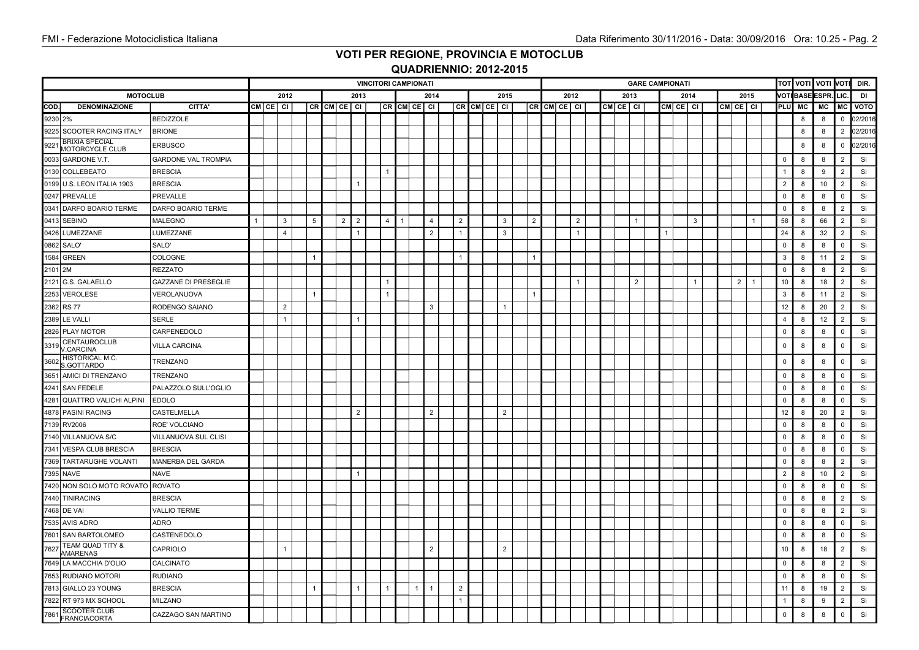# VOTI PER REGIONE, PROVINCIA E MOTOCLUB

## QUADRIENNIO: 2012-2015

| | | | VINCITORI CAMPIONATI | | | | | | | | | | | | | | | | | | | | GARE CAMPIONATI | | | | | | | | | | | | | | | | TOT VOTI | VOTI | VOTI | VOTI | DIR. |
|---|---|---|---|---|---|---|---|---|---|---|---|---|---|---|---|---|---|---|---|---|---|---|---|---|---|---|---|---|---|---|---|---|---|---|---|---|---|---|---|---|---|---|---|
| MOTOCLUB | | | 2012 | | | | | 2013 | | | | | 2014 | | | | | 2015 | | | | | 2012 | | | | 2013 | | | | 2014 | | | | 2015 | | | | VOTI | BASE | ESPR. | LIC. | DI |
| COD. | DENOMINAZIONE | CITTA' | CM | CE | CI | | CR | CM | CE | CI | | CR | CM | CE | CI | | CR | CM | CE | CI | | CR | CM | CE | CI | | CM | CE | CI | | CM | CE | CI | | CM | CE | CI | | PLU | MC | MC | MC | VOTO |
| 9230 | 2% | BEDIZZOLE | | | | | | | | | | | | | | | | | | | | | | | | | | | | | | | | | | | | | | 8 | 8 | 0 | 02/2016 |
| 9225 | SCOOTER RACING ITALY | BRIONE | | | | | | | | | | | | | | | | | | | | | | | | | | | | | | | | | | | | | | 8 | 8 | 2 | 02/2016 |
| 9221 | BRIXIA SPECIAL MOTORCYCLE CLUB | ERBUSCO | | | | | | | | | | | | | | | | | | | | | | | | | | | | | | | | | | | | | | 8 | 8 | 0 | 02/2016 |
| 0033 | GARDONE V.T. | GARDONE VAL TROMPIA | | | | | | | | | | | | | | | | | | | | | | | | | | | | | | | | | | | | | 0 | 8 | 8 | 2 | Si |
| 0130 | COLLEBEATO | BRESCIA | | | | | | | | | | 1 | | | | | | | | | | | | | | | | | | | | | | | | | | | 1 | 8 | 9 | 2 | Si |
| 0199 | U.S. LEON ITALIA 1903 | BRESCIA | | | | | | | | 1 | | | | | | | | | | | | | | | | | | | | | | | | | | | | | 2 | 8 | 10 | 2 | Si |
| 0247 | PREVALLE | PREVALLE | | | | | | | | | | | | | | | | | | | | | | | | | | | | | | | | | | | | | 0 | 8 | 8 | 0 | Si |
| 0341 | DARFO BOARIO TERME | DARFO BOARIO TERME | | | | | | | | | | | | | | | | | | | | | | | | | | | | | | | | | | | | | 0 | 8 | 8 | 2 | Si |
| 0413 | SEBINO | MALEGNO | 1 | | 3 | | 5 | | 2 | 2 | | 4 | 1 | | 4 | | 2 | | | 3 | | 2 | | | 2 | | | | 1 | | | | 3 | | | | 1 | | 58 | 8 | 66 | 2 | Si |
| 0426 | LUMEZZANE | LUMEZZANE | | | 4 | | | | | 1 | | | | | 2 | | 1 | | | 3 | | | | | 1 | | | | | | 1 | | | | | | | | 24 | 8 | 32 | 2 | Si |
| 0862 | SALO' | SALO' | | | | | | | | | | | | | | | | | | | | | | | | | | | | | | | | | | | | | 0 | 8 | 8 | 0 | Si |
| 1584 | GREEN | COLOGNE | | | | | 1 | | | | | | | | | | 1 | | | | | 1 | | | | | | | | | | | | | | | | | 3 | 8 | 11 | 2 | Si |
| 2101 | 2M | REZZATO | | | | | | | | | | | | | | | | | | | | | | | | | | | | | | | | | | | | | 0 | 8 | 8 | 2 | Si |
| 2121 | G.S. GALAELLO | GAZZANE DI PRESEGLIE | | | | | | | | | | 1 | | | | | | | | | | | | | 1 | | | | 2 | | | | 1 | | | 2 | 1 | | 10 | 8 | 18 | 2 | Si |
| 2253 | VEROLESE | VEROLANUOVA | | | | | 1 | | | | | 1 | | | | | | | | | | 1 | | | | | | | | | | | | | | | | | 3 | 8 | 11 | 2 | Si |
| 2362 | RS 77 | RODENGO SAIANO | | | 2 | | | | | | | | | | 3 | | | | | 1 | | | | | | | | | | | | | | | | | | | 12 | 8 | 20 | 2 | Si |
| 2389 | LE VALLI | SERLE | | | 1 | | | | | 1 | | | | | | | | | | | | | | | | | | | | | | | | | | | | | 4 | 8 | 12 | 2 | Si |
| 2826 | PLAY MOTOR | CARPENEDOLO | | | | | | | | | | | | | | | | | | | | | | | | | | | | | | | | | | | | | 0 | 8 | 8 | 0 | Si |
| 3319 | CENTAUROCLUB V.CARCINA | VILLA CARCINA | | | | | | | | | | | | | | | | | | | | | | | | | | | | | | | | | | | | | 0 | 8 | 8 | 0 | Si |
| 3602 | HISTORICAL M.C. S.GOTTARDO | TRENZANO | | | | | | | | | | | | | | | | | | | | | | | | | | | | | | | | | | | | | 0 | 8 | 8 | 0 | Si |
| 3651 | AMICI DI TRENZANO | TRENZANO | | | | | | | | | | | | | | | | | | | | | | | | | | | | | | | | | | | | | 0 | 8 | 8 | 0 | Si |
| 4241 | SAN FEDELE | PALAZZOLO SULL'OGLIO | | | | | | | | | | | | | | | | | | | | | | | | | | | | | | | | | | | | | 0 | 8 | 8 | 0 | Si |
| 4281 | QUATTRO VALICHI ALPINI | EDOLO | | | | | | | | | | | | | | | | | | | | | | | | | | | | | | | | | | | | | 0 | 8 | 8 | 0 | Si |
| 4878 | PASINI RACING | CASTELMELLA | | | | | | | | 2 | | | | | 2 | | | | | 2 | | | | | | | | | | | | | | | | | | | 12 | 8 | 20 | 2 | Si |
| 7139 | RV2006 | ROE' VOLCIANO | | | | | | | | | | | | | | | | | | | | | | | | | | | | | | | | | | | | | 0 | 8 | 8 | 0 | Si |
| 7140 | VILLANUOVA S/C | VILLANUOVA SUL CLISI | | | | | | | | | | | | | | | | | | | | | | | | | | | | | | | | | | | | | 0 | 8 | 8 | 0 | Si |
| 7341 | VESPA CLUB BRESCIA | BRESCIA | | | | | | | | | | | | | | | | | | | | | | | | | | | | | | | | | | | | | 0 | 8 | 8 | 0 | Si |
| 7369 | TARTARUGHE VOLANTI | MANERBA DEL GARDA | | | | | | | | | | | | | | | | | | | | | | | | | | | | | | | | | | | | | 0 | 8 | 8 | 2 | Si |
| 7395 | NAVE | NAVE | | | | | | | | 1 | | | | | | | | | | | | | | | | | | | | | | | | | | | | | 2 | 8 | 10 | 2 | Si |
| 7420 | NON SOLO MOTO ROVATO | ROVATO | | | | | | | | | | | | | | | | | | | | | | | | | | | | | | | | | | | | | 0 | 8 | 8 | 0 | Si |
| 7440 | TINIRACING | BRESCIA | | | | | | | | | | | | | | | | | | | | | | | | | | | | | | | | | | | | | 0 | 8 | 8 | 2 | Si |
| 7468 | DE VAI | VALLIO TERME | | | | | | | | | | | | | | | | | | | | | | | | | | | | | | | | | | | | | 0 | 8 | 8 | 2 | Si |
| 7535 | AVIS ADRO | ADRO | | | | | | | | | | | | | | | | | | | | | | | | | | | | | | | | | | | | | 0 | 8 | 8 | 0 | Si |
| 7601 | SAN BARTOLOMEO | CASTENEDOLO | | | | | | | | | | | | | | | | | | | | | | | | | | | | | | | | | | | | | 0 | 8 | 8 | 0 | Si |
| 7627 | TEAM QUAD TITY & AMARENAS | CAPRIOLO | | | 1 | | | | | | | | | | 2 | | | | | 2 | | | | | | | | | | | | | | | | | | | 10 | 8 | 18 | 2 | Si |
| 7649 | LA MACCHIA D'OLIO | CALCINATO | | | | | | | | | | | | | | | | | | | | | | | | | | | | | | | | | | | | | 0 | 8 | 8 | 2 | Si |
| 7653 | RUDIANO MOTORI | RUDIANO | | | | | | | | | | | | | | | | | | | | | | | | | | | | | | | | | | | | | 0 | 8 | 8 | 0 | Si |
| 7813 | GIALLO 23 YOUNG | BRESCIA | | | | | 1 | | | 1 | | 1 | | 1 | 1 | | 2 | | | | | | | | | | | | | | | | | | | | | | 11 | 8 | 19 | 2 | Si |
| 7822 | RT 973 MX SCHOOL | MILZANO | | | | | | | | | | | | | | | 1 | | | | | | | | | | | | | | | | | | | | | | 1 | 8 | 9 | 2 | Si |
| 7861 | SCOOTER CLUB FRANCIACORTA | CAZZAGO SAN MARTINO | | | | | | | | | | | | | | | | | | | | | | | | | | | | | | | | | | | | | 0 | 8 | 8 | 0 | Si |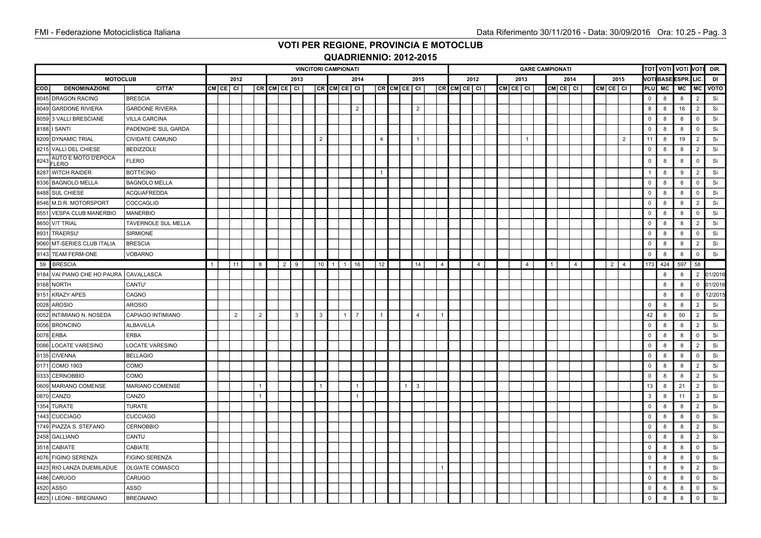# VOTI PER REGIONE, PROVINCIA E MOTOCLUB

## QUADRIENNIO: 2012-2015

| | | | VINCITORI CAMPIONATI | | | | | | | | | | | | | | | | GARE CAMPIONATI | | | | | | | | | | | | TOT VOTI | VOTI | VOTI | VOTI | DIR. |
|---|---|---|---|---|---|---|---|---|---|---|---|---|---|---|---|---|---|---|---|---|---|---|---|---|---|---|---|---|---|---|---|---|---|---|---|
| MOTOCLUB | | | 2012 | | | | 2013 | | | | 2014 | | | | 2015 | | | | 2012 | | | 2013 | | | 2014 | | | 2015 | | | VOTI | BASE | ESPR. | LIC. | DI |
| COD. | DENOMINAZIONE | CITTA' | CM | CE | CI | CR | CM | CE | CI | CR | CM | CE | CI | CR | CM | CE | CI | CR | CM | CE | CI | CM | CE | CI | CM | CE | CI | CM | CE | CI | PLU | MC | MC | | VOTO |
| 8045 | DRAGON RACING | BRESCIA | | | | | | | | | | | | | | | | | | | | | | | | | | | | | 0 | 8 | 8 | 2 | Si |
| 8049 | GARDONE RIVIERA | GARDONE RIVIERA | | | | | | | | | | | 2 | | | | 2 | | | | | | | | | | | | | | 8 | 8 | 16 | 2 | Si |
| 8059 | 3 VALLI BRESCIANE | VILLA CARCINA | | | | | | | | | | | | | | | | | | | | | | | | | | | | | 0 | 8 | 8 | 0 | Si |
| 8188 | I SANTI | PADENGHE SUL GARDA | | | | | | | | | | | | | | | | | | | | | | | | | | | | | 0 | 8 | 8 | 0 | Si |
| 8209 | DYNAMIC TRIAL | CIVIDATE CAMUNO | | | | | | | | 2 | | | | 4 | | | 1 | | | | | | | 1 | | | | | | 2 | 11 | 8 | 19 | 2 | Si |
| 8215 | VALLI DEL CHIESE | BEDIZZOLE | | | | | | | | | | | | | | | | | | | | | | | | | | | | | 0 | 8 | 8 | 2 | Si |
| 8243 | AUTO E MOTO D'EPOCA FLERO | FLERO | | | | | | | | | | | | | | | | | | | | | | | | | | | | | 0 | 8 | 8 | 0 | Si |
| 8287 | WITCH RAIDER | BOTTICINO | | | | | | | | | | | | 1 | | | | | | | | | | | | | | | | | 1 | 8 | 9 | 2 | Si |
| 8336 | BAGNOLO MELLA | BAGNOLO MELLA | | | | | | | | | | | | | | | | | | | | | | | | | | | | | 0 | 8 | 8 | 0 | Si |
| 8488 | SUL CHIESE | ACQUAFREDDA | | | | | | | | | | | | | | | | | | | | | | | | | | | | | 0 | 8 | 8 | 0 | Si |
| 8546 | M.D.R. MOTORSPORT | COCCAGLIO | | | | | | | | | | | | | | | | | | | | | | | | | | | | | 0 | 8 | 8 | 2 | Si |
| 8551 | VESPA CLUB MANERBIO | MANERBIO | | | | | | | | | | | | | | | | | | | | | | | | | | | | | 0 | 8 | 8 | 0 | Si |
| 8650 | V/T TRIAL | TAVERNOLE SUL MELLA | | | | | | | | | | | | | | | | | | | | | | | | | | | | | 0 | 8 | 8 | 2 | Si |
| 8931 | TRAERSU' | SIRMIONE | | | | | | | | | | | | | | | | | | | | | | | | | | | | | 0 | 8 | 8 | 0 | Si |
| 9060 | MT-SERIES CLUB ITALIA | BRESCIA | | | | | | | | | | | | | | | | | | | | | | | | | | | | | 0 | 8 | 8 | 2 | Si |
| 9143 | TEAM FERM-ONE | VOBARNO | | | | | | | | | | | | | | | | | | | | | | | | | | | | | 0 | 8 | 8 | 0 | Si |
| 59 | BRESCIA | | 1 | | 11 | 8 | | 2 | 9 | 10 | 1 | 1 | 16 | 12 | | | 14 | 4 | | | 4 | | | 4 | 1 | | 4 | | 2 | 4 | 173 | 424 | 597 | 58 | |
| 9184 | VAI PIANO CHE HO PAURA | CAVALLASCA | | | | | | | | | | | | | | | | | | | | | | | | | | | | | | 8 | 8 | 2 | 01/2016 |
| 9168 | NORTH | CANTU' | | | | | | | | | | | | | | | | | | | | | | | | | | | | | | 8 | 8 | 0 | 01/2016 |
| 9151 | KRAZY APES | CAGNO | | | | | | | | | | | | | | | | | | | | | | | | | | | | | | 8 | 8 | 0 | 12/2015 |
| 0028 | AROSIO | AROSIO | | | | | | | | | | | | | | | | | | | | | | | | | | | | | 0 | 8 | 8 | 2 | Si |
| 0052 | INTIMIANO N. NOSEDA | CAPIAGO INTIMIANO | | | 2 | 2 | | | 3 | 3 | | 1 | 7 | 1 | | | 4 | 1 | | | | | | | | | | | | | 42 | 8 | 50 | 2 | Si |
| 0056 | BRONCINO | ALBAVILLA | | | | | | | | | | | | | | | | | | | | | | | | | | | | | 0 | 8 | 8 | 2 | Si |
| 0078 | ERBA | ERBA | | | | | | | | | | | | | | | | | | | | | | | | | | | | | 0 | 8 | 8 | 0 | Si |
| 0086 | LOCATE VARESINO | LOCATE VARESINO | | | | | | | | | | | | | | | | | | | | | | | | | | | | | 0 | 8 | 8 | 2 | Si |
| 0135 | CIVENNA | BELLAGIO | | | | | | | | | | | | | | | | | | | | | | | | | | | | | 0 | 8 | 8 | 0 | Si |
| 0171 | COMO 1903 | COMO | | | | | | | | | | | | | | | | | | | | | | | | | | | | | 0 | 8 | 8 | 2 | Si |
| 0333 | CERNOBBIO | COMO | | | | | | | | | | | | | | | | | | | | | | | | | | | | | 0 | 8 | 8 | 2 | Si |
| 0609 | MARIANO COMENSE | MARIANO COMENSE | | | | 1 | | | | 1 | | | 1 | | | 1 | 3 | | | | | | | | | | | | | | 13 | 8 | 21 | 2 | Si |
| 0870 | CANZO | CANZO | | | | 1 | | | | | | | 1 | | | | | | | | | | | | | | | | | | 3 | 8 | 11 | 2 | Si |
| 1354 | TURATE | TURATE | | | | | | | | | | | | | | | | | | | | | | | | | | | | | 0 | 8 | 8 | 2 | Si |
| 1443 | CUCCIAGO | CUCCIAGO | | | | | | | | | | | | | | | | | | | | | | | | | | | | | 0 | 8 | 8 | 0 | Si |
| 1749 | PIAZZA S. STEFANO | CERNOBBIO | | | | | | | | | | | | | | | | | | | | | | | | | | | | | 0 | 8 | 8 | 2 | Si |
| 2458 | GALLIANO | CANTU | | | | | | | | | | | | | | | | | | | | | | | | | | | | | 0 | 8 | 8 | 2 | Si |
| 3518 | CABIATE | CABIATE | | | | | | | | | | | | | | | | | | | | | | | | | | | | | 0 | 8 | 8 | 0 | Si |
| 4076 | FIGINO SERENZA | FIGINO SERENZA | | | | | | | | | | | | | | | | | | | | | | | | | | | | | 0 | 8 | 8 | 0 | Si |
| 4423 | RIO LANZA DUEMILADUE | OLGIATE COMASCO | | | | | | | | | | | | | | | | 1 | | | | | | | | | | | | | 1 | 8 | 9 | 2 | Si |
| 4486 | CARUGO | CARUGO | | | | | | | | | | | | | | | | | | | | | | | | | | | | | 0 | 8 | 8 | 0 | Si |
| 4520 | ASSO | ASSO | | | | | | | | | | | | | | | | | | | | | | | | | | | | | 0 | 8 | 8 | 0 | Si |
| 4823 | I LEONI - BREGNANO | BREGNANO | | | | | | | | | | | | | | | | | | | | | | | | | | | | | 0 | 8 | 8 | 0 | Si |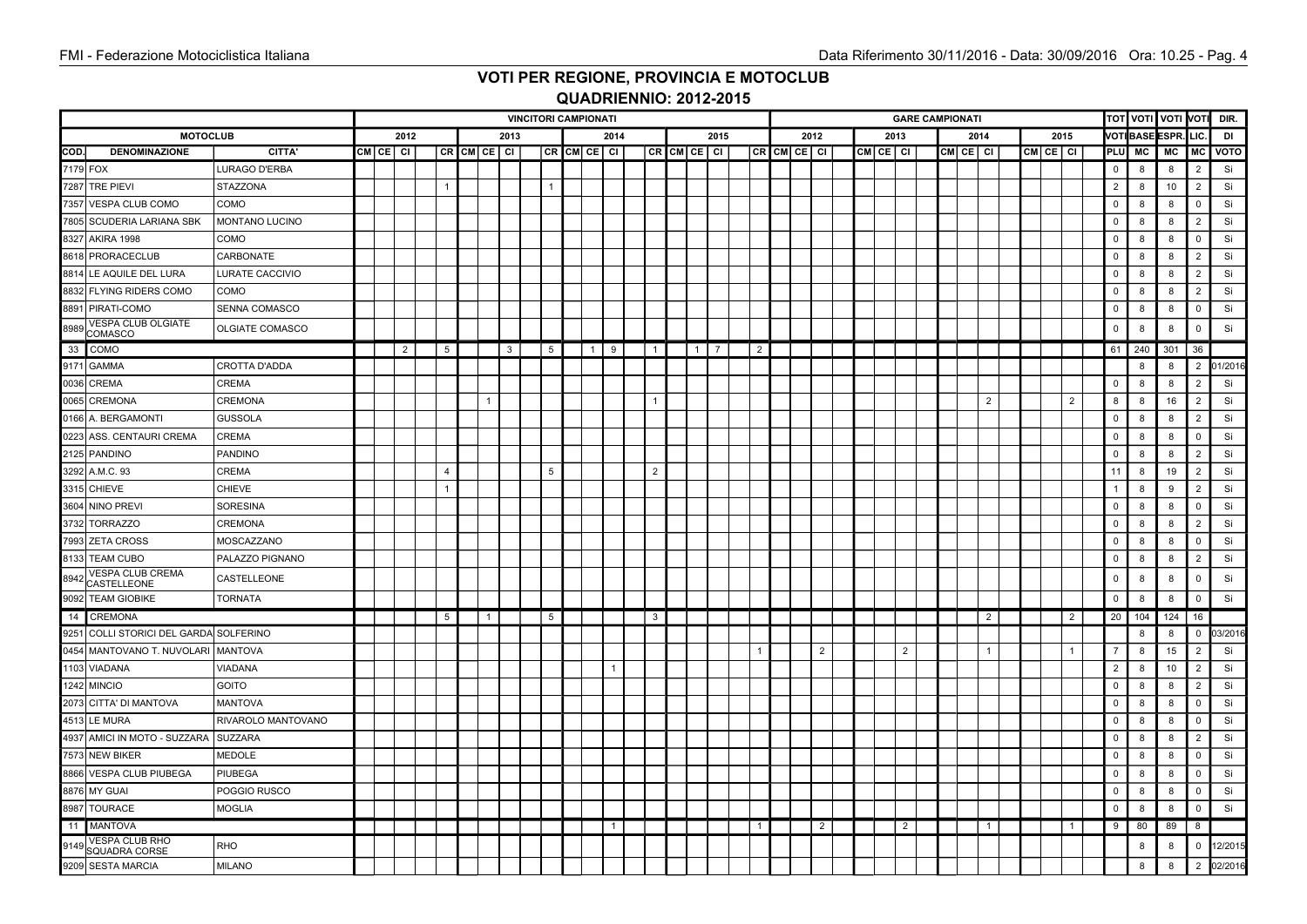# VOTI PER REGIONE, PROVINCIA E MOTOCLUB

## QUADRIENNIO: 2012-2015

| MOTOCLUB | | | VINCITORI CAMPIONATI | | | | | | | | | | | | | | | | GARE CAMPIONATI | | | | | | | | | | | | TOT VOTI | VOTI BASE | VOTI ESPR. | VOTI LIC. | DIR. DI |
|---|---|---|---|---|---|---|---|---|---|---|---|---|---|---|---|---|---|---|---|---|---|---|---|---|---|---|---|---|---|---|---|---|---|---|---|
| | | | 2012 | | | | 2013 | | | | 2014 | | | | 2015 | | | | 2012 | | | 2013 | | | 2014 | | | 2015 | | | | | | | |
| COD. | DENOMINAZIONE | CITTA' | CM | CE | CI | CR | CM | CE | CI | CR | CM | CE | CI | CR | CM | CE | CI | CR | CM | CE | CI | CM | CE | CI | CM | CE | CI | CM | CE | CI | PLU | MC | MC | MC | VOTO |
| 7179 | FOX | LURAGO D'ERBA | | | | | | | | | | | | | | | | | | | | | | | | | | | | | 0 | 8 | 8 | 2 | Si |
| 7287 | TRE PIEVI | STAZZONA | | | | 1 | | | | 1 | | | | | | | | | | | | | | | | | | | | | 2 | 8 | 10 | 2 | Si |
| 7357 | VESPA CLUB COMO | COMO | | | | | | | | | | | | | | | | | | | | | | | | | | | | | 0 | 8 | 8 | 0 | Si |
| 7805 | SCUDERIA LARIANA SBK | MONTANO LUCINO | | | | | | | | | | | | | | | | | | | | | | | | | | | | | 0 | 8 | 8 | 2 | Si |
| 8327 | AKIRA 1998 | COMO | | | | | | | | | | | | | | | | | | | | | | | | | | | | | 0 | 8 | 8 | 0 | Si |
| 8618 | PRORACECLUB | CARBONATE | | | | | | | | | | | | | | | | | | | | | | | | | | | | | 0 | 8 | 8 | 2 | Si |
| 8814 | LE AQUILE DEL LURA | LURATE CACCIVIO | | | | | | | | | | | | | | | | | | | | | | | | | | | | | 0 | 8 | 8 | 2 | Si |
| 8832 | FLYING RIDERS COMO | COMO | | | | | | | | | | | | | | | | | | | | | | | | | | | | | 0 | 8 | 8 | 2 | Si |
| 8891 | PIRATI-COMO | SENNA COMASCO | | | | | | | | | | | | | | | | | | | | | | | | | | | | | 0 | 8 | 8 | 0 | Si |
| 8989 | VESPA CLUB OLGIATE COMASCO | OLGIATE COMASCO | | | | | | | | | | | | | | | | | | | | | | | | | | | | | 0 | 8 | 8 | 0 | Si |
| 33 | COMO | | | | 2 | 5 | | | 3 | 5 | | 1 | 9 | 1 | | 1 | 7 | 2 | | | | | | | | | | | | | 61 | 240 | 301 | 36 | |
| 9171 | GAMMA | CROTTA D'ADDA | | | | | | | | | | | | | | | | | | | | | | | | | | | | | | 8 | 8 | 2 | 01/2016 |
| 0036 | CREMA | CREMA | | | | | | | | | | | | | | | | | | | | | | | | | | | | | 0 | 8 | 8 | 2 | Si |
| 0065 | CREMONA | CREMONA | | | | | | 1 | | | | | | 1 | | | | | | | | | | | | | 2 | | | 2 | 8 | 8 | 16 | 2 | Si |
| 0166 | A. BERGAMONTI | GUSSOLA | | | | | | | | | | | | | | | | | | | | | | | | | | | | | 0 | 8 | 8 | 2 | Si |
| 0223 | ASS. CENTAURI CREMA | CREMA | | | | | | | | | | | | | | | | | | | | | | | | | | | | | 0 | 8 | 8 | 0 | Si |
| 2125 | PANDINO | PANDINO | | | | | | | | | | | | | | | | | | | | | | | | | | | | | 0 | 8 | 8 | 2 | Si |
| 3292 | A.M.C. 93 | CREMA | | | | 4 | | | | 5 | | | | 2 | | | | | | | | | | | | | | | | | 11 | 8 | 19 | 2 | Si |
| 3315 | CHIEVE | CHIEVE | | | | 1 | | | | | | | | | | | | | | | | | | | | | | | | | 1 | 8 | 9 | 2 | Si |
| 3604 | NINO PREVI | SORESINA | | | | | | | | | | | | | | | | | | | | | | | | | | | | | 0 | 8 | 8 | 0 | Si |
| 3732 | TORRAZZO | CREMONA | | | | | | | | | | | | | | | | | | | | | | | | | | | | | 0 | 8 | 8 | 2 | Si |
| 7993 | ZETA CROSS | MOSCAZZANO | | | | | | | | | | | | | | | | | | | | | | | | | | | | | 0 | 8 | 8 | 0 | Si |
| 8133 | TEAM CUBO | PALAZZO PIGNANO | | | | | | | | | | | | | | | | | | | | | | | | | | | | | 0 | 8 | 8 | 2 | Si |
| 8942 | VESPA CLUB CREMA CASTELLEONE | CASTELLEONE | | | | | | | | | | | | | | | | | | | | | | | | | | | | | 0 | 8 | 8 | 0 | Si |
| 9092 | TEAM GIOBIKE | TORNATA | | | | | | | | | | | | | | | | | | | | | | | | | | | | | 0 | 8 | 8 | 0 | Si |
| 14 | CREMONA | | | | | 5 | | 1 | | 5 | | | | 3 | | | | | | | | | | | | | 2 | | | 2 | 20 | 104 | 124 | 16 | |
| 9251 | COLLI STORICI DEL GARDA | SOLFERINO | | | | | | | | | | | | | | | | | | | | | | | | | | | | | | 8 | 8 | 0 | 03/2016 |
| 0454 | MANTOVANO T. NUVOLARI | MANTOVA | | | | | | | | | | | | | | | | 1 | | | 2 | | | 2 | | | 1 | | | 1 | 7 | 8 | 15 | 2 | Si |
| 1103 | VIADANA | VIADANA | | | | | | | | | | | 1 | | | | | | | | | | | | | | | | | | 2 | 8 | 10 | 2 | Si |
| 1242 | MINCIO | GOITO | | | | | | | | | | | | | | | | | | | | | | | | | | | | | 0 | 8 | 8 | 2 | Si |
| 2073 | CITTA' DI MANTOVA | MANTOVA | | | | | | | | | | | | | | | | | | | | | | | | | | | | | 0 | 8 | 8 | 0 | Si |
| 4513 | LE MURA | RIVAROLO MANTOVANO | | | | | | | | | | | | | | | | | | | | | | | | | | | | | 0 | 8 | 8 | 0 | Si |
| 4937 | AMICI IN MOTO - SUZZARA | SUZZARA | | | | | | | | | | | | | | | | | | | | | | | | | | | | | 0 | 8 | 8 | 2 | Si |
| 7573 | NEW BIKER | MEDOLE | | | | | | | | | | | | | | | | | | | | | | | | | | | | | 0 | 8 | 8 | 0 | Si |
| 8866 | VESPA CLUB PIUBEGA | PIUBEGA | | | | | | | | | | | | | | | | | | | | | | | | | | | | | 0 | 8 | 8 | 0 | Si |
| 8876 | MY GUAI | POGGIO RUSCO | | | | | | | | | | | | | | | | | | | | | | | | | | | | | 0 | 8 | 8 | 0 | Si |
| 8987 | TOURACE | MOGLIA | | | | | | | | | | | | | | | | | | | | | | | | | | | | | 0 | 8 | 8 | 0 | Si |
| 11 | MANTOVA | | | | | | | | | | | | 1 | | | | | 1 | | | 2 | | | 2 | | | 1 | | | 1 | 9 | 80 | 89 | 8 | |
| 9149 | VESPA CLUB RHO SQUADRA CORSE | RHO | | | | | | | | | | | | | | | | | | | | | | | | | | | | | | 8 | 8 | 0 | 12/2015 |
| 9209 | SESTA MARCIA | MILANO | | | | | | | | | | | | | | | | | | | | | | | | | | | | | | 8 | 8 | 2 | 02/2016 |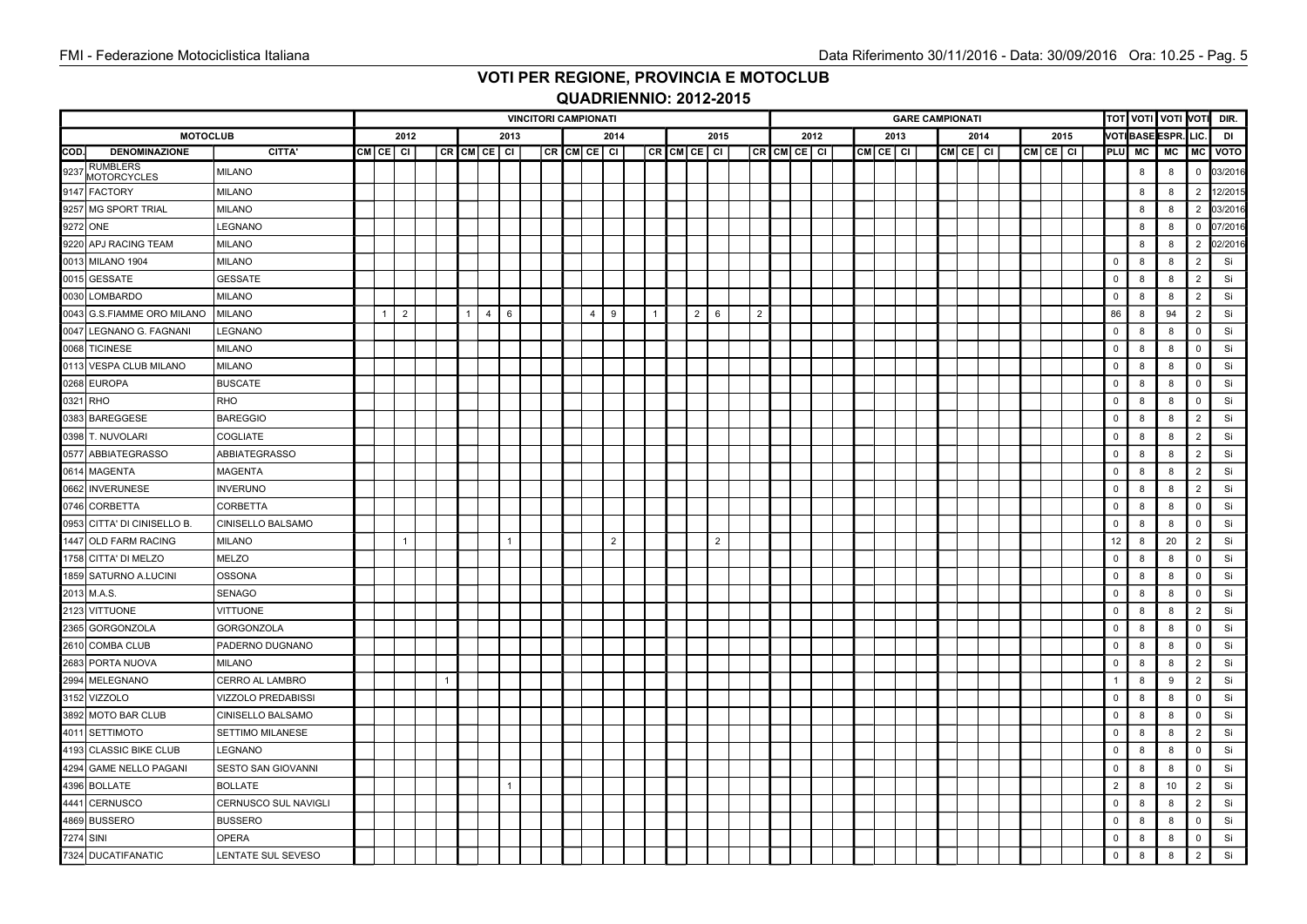# VOTI PER REGIONE, PROVINCIA E MOTOCLUB

## QUADRIENNIO: 2012-2015

| | | | VINCITORI CAMPIONATI | | | | | | | | | | | | | | | | | | | | GARE CAMPIONATI | | | | | | | | | | | | | | | | TOT | VOTI | VOTI | VOTI | DIR. |
|---|---|---|---|---|---|---|---|---|---|---|---|---|---|---|---|---|---|---|---|---|---|---|---|---|---|---|---|---|---|---|---|---|---|---|---|---|---|---|---|---|---|---|---|
| MOTOCLUB | | | 2012 | | | | | 2013 | | | | | 2014 | | | | | 2015 | | | | | 2012 | | | | 2013 | | | | 2014 | | | | 2015 | | | | VOTI | BASE | ESPR. | LIC. | DI |
| COD. | DENOMINAZIONE | CITTA' | CM | CE | CI | | CR | CM | CE | CI | | CR | CM | CE | CI | | CR | CM | CE | CI | | CR | CM | CE | CI | | CM | CE | CI | | CM | CE | CI | | CM | CE | CI | | PLU | MC | MC | MC | VOTO |
| 9237 | RUMBLERS MOTORCYCLES | MILANO | | | | | | | | | | | | | | | | | | | | | | | | | | | | | | | | | | | | | | 8 | 8 | 0 | 03/2016 |
| 9147 | FACTORY | MILANO | | | | | | | | | | | | | | | | | | | | | | | | | | | | | | | | | | | | | | 8 | 8 | 2 | 12/2015 |
| 9257 | MG SPORT TRIAL | MILANO | | | | | | | | | | | | | | | | | | | | | | | | | | | | | | | | | | | | | | 8 | 8 | 2 | 03/2016 |
| 9272 | ONE | LEGNANO | | | | | | | | | | | | | | | | | | | | | | | | | | | | | | | | | | | | | | 8 | 8 | 0 | 07/2016 |
| 9220 | APJ RACING TEAM | MILANO | | | | | | | | | | | | | | | | | | | | | | | | | | | | | | | | | | | | | | 8 | 8 | 2 | 02/2016 |
| 0013 | MILANO 1904 | MILANO | | | | | | | | | | | | | | | | | | | | | | | | | | | | | | | | | | | | | 0 | 8 | 8 | 2 | Si |
| 0015 | GESSATE | GESSATE | | | | | | | | | | | | | | | | | | | | | | | | | | | | | | | | | | | | | 0 | 8 | 8 | 2 | Si |
| 0030 | LOMBARDO | MILANO | | | | | | | | | | | | | | | | | | | | | | | | | | | | | | | | | | | | | 0 | 8 | 8 | 2 | Si |
| 0043 | G.S.FIAMME ORO MILANO | MILANO | | 1 | 2 | | | 1 | 4 | 6 | | | | 4 | 9 | | 1 | | 2 | 6 | | 2 | | | | | | | | | | | | | | | | | 86 | 8 | 94 | 2 | Si |
| 0047 | LEGNANO G. FAGNANI | LEGNANO | | | | | | | | | | | | | | | | | | | | | | | | | | | | | | | | | | | | | 0 | 8 | 8 | 0 | Si |
| 0068 | TICINESE | MILANO | | | | | | | | | | | | | | | | | | | | | | | | | | | | | | | | | | | | | 0 | 8 | 8 | 0 | Si |
| 0113 | VESPA CLUB MILANO | MILANO | | | | | | | | | | | | | | | | | | | | | | | | | | | | | | | | | | | | | 0 | 8 | 8 | 0 | Si |
| 0268 | EUROPA | BUSCATE | | | | | | | | | | | | | | | | | | | | | | | | | | | | | | | | | | | | | 0 | 8 | 8 | 0 | Si |
| 0321 | RHO | RHO | | | | | | | | | | | | | | | | | | | | | | | | | | | | | | | | | | | | | 0 | 8 | 8 | 0 | Si |
| 0383 | BAREGGESE | BAREGGIO | | | | | | | | | | | | | | | | | | | | | | | | | | | | | | | | | | | | | 0 | 8 | 8 | 2 | Si |
| 0398 | T. NUVOLARI | COGLIATE | | | | | | | | | | | | | | | | | | | | | | | | | | | | | | | | | | | | | 0 | 8 | 8 | 2 | Si |
| 0577 | ABBIATEGRASSO | ABBIATEGRASSO | | | | | | | | | | | | | | | | | | | | | | | | | | | | | | | | | | | | | 0 | 8 | 8 | 2 | Si |
| 0614 | MAGENTA | MAGENTA | | | | | | | | | | | | | | | | | | | | | | | | | | | | | | | | | | | | | 0 | 8 | 8 | 2 | Si |
| 0662 | INVERUNESE | INVERUNO | | | | | | | | | | | | | | | | | | | | | | | | | | | | | | | | | | | | | 0 | 8 | 8 | 2 | Si |
| 0746 | CORBETTA | CORBETTA | | | | | | | | | | | | | | | | | | | | | | | | | | | | | | | | | | | | | 0 | 8 | 8 | 0 | Si |
| 0953 | CITTA' DI CINISELLO B. | CINISELLO BALSAMO | | | | | | | | | | | | | | | | | | | | | | | | | | | | | | | | | | | | | 0 | 8 | 8 | 0 | Si |
| 1447 | OLD FARM RACING | MILANO | | | 1 | | | | | 1 | | | | | 2 | | | | | 2 | | | | | | | | | | | | | | | | | | | 12 | 8 | 20 | 2 | Si |
| 1758 | CITTA' DI MELZO | MELZO | | | | | | | | | | | | | | | | | | | | | | | | | | | | | | | | | | | | | 0 | 8 | 8 | 0 | Si |
| 1859 | SATURNO A.LUCINI | OSSONA | | | | | | | | | | | | | | | | | | | | | | | | | | | | | | | | | | | | | 0 | 8 | 8 | 0 | Si |
| 2013 | M.A.S. | SENAGO | | | | | | | | | | | | | | | | | | | | | | | | | | | | | | | | | | | | | 0 | 8 | 8 | 0 | Si |
| 2123 | VITTUONE | VITTUONE | | | | | | | | | | | | | | | | | | | | | | | | | | | | | | | | | | | | | 0 | 8 | 8 | 2 | Si |
| 2365 | GORGONZOLA | GORGONZOLA | | | | | | | | | | | | | | | | | | | | | | | | | | | | | | | | | | | | | 0 | 8 | 8 | 0 | Si |
| 2610 | COMBA CLUB | PADERNO DUGNANO | | | | | | | | | | | | | | | | | | | | | | | | | | | | | | | | | | | | | 0 | 8 | 8 | 0 | Si |
| 2683 | PORTA NUOVA | MILANO | | | | | | | | | | | | | | | | | | | | | | | | | | | | | | | | | | | | | 0 | 8 | 8 | 2 | Si |
| 2994 | MELEGNANO | CERRO AL LAMBRO | | | | | 1 | | | | | | | | | | | | | | | | | | | | | | | | | | | | | | | | 1 | 8 | 9 | 2 | Si |
| 3152 | VIZZOLO | VIZZOLO PREDABISSI | | | | | | | | | | | | | | | | | | | | | | | | | | | | | | | | | | | | | 0 | 8 | 8 | 0 | Si |
| 3892 | MOTO BAR CLUB | CINISELLO BALSAMO | | | | | | | | | | | | | | | | | | | | | | | | | | | | | | | | | | | | | 0 | 8 | 8 | 0 | Si |
| 4011 | SETTIMOTO | SETTIMO MILANESE | | | | | | | | | | | | | | | | | | | | | | | | | | | | | | | | | | | | | 0 | 8 | 8 | 2 | Si |
| 4193 | CLASSIC BIKE CLUB | LEGNANO | | | | | | | | | | | | | | | | | | | | | | | | | | | | | | | | | | | | | 0 | 8 | 8 | 0 | Si |
| 4294 | GAME NELLO PAGANI | SESTO SAN GIOVANNI | | | | | | | | | | | | | | | | | | | | | | | | | | | | | | | | | | | | | 0 | 8 | 8 | 0 | Si |
| 4396 | BOLLATE | BOLLATE | | | | | | | | 1 | | | | | | | | | | | | | | | | | | | | | | | | | | | | | 2 | 8 | 10 | 2 | Si |
| 4441 | CERNUSCO | CERNUSCO SUL NAVIGLI | | | | | | | | | | | | | | | | | | | | | | | | | | | | | | | | | | | | | 0 | 8 | 8 | 2 | Si |
| 4869 | BUSSERO | BUSSERO | | | | | | | | | | | | | | | | | | | | | | | | | | | | | | | | | | | | | 0 | 8 | 8 | 0 | Si |
| 7274 | SINI | OPERA | | | | | | | | | | | | | | | | | | | | | | | | | | | | | | | | | | | | | 0 | 8 | 8 | 0 | Si |
| 7324 | DUCATIFANATIC | LENTATE SUL SEVESO | | | | | | | | | | | | | | | | | | | | | | | | | | | | | | | | | | | | | 0 | 8 | 8 | 2 | Si |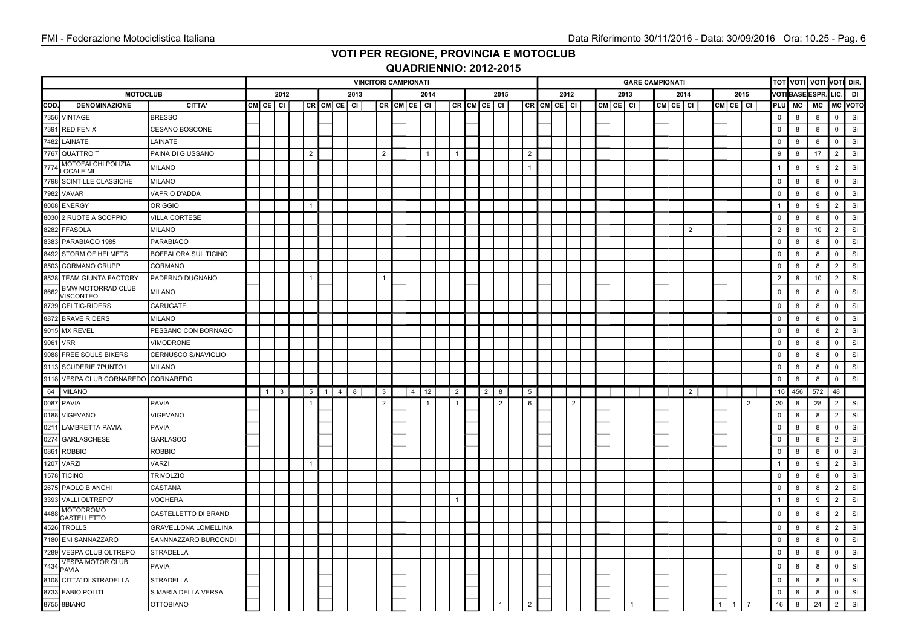# VOTI PER REGIONE, PROVINCIA E MOTOCLUB

## QUADRIENNIO: 2012-2015

| MOTOCLUB | | | VINCITORI CAMPIONATI | | | | | | | | | | | | | | | | GARE CAMPIONATI | | | | | | | | | | | | TOT | VOTI | VOTI | VOTI | DIR. |
|---|---|---|---|---|---|---|---|---|---|---|---|---|---|---|---|---|---|---|---|---|---|---|---|---|---|---|---|---|---|---|---|---|---|---|---|
| | | | 2012 | | | | 2013 | | | | 2014 | | | | 2015 | | | | 2012 | | | 2013 | | | 2014 | | | 2015 | | | VOTI | BASE | ESPR. | LIC. | DI |
| COD. | DENOMINAZIONE | CITTA' | CM | CE | CI | CR | CM | CE | CI | CR | CM | CE | CI | CR | CM | CE | CI | CR | CM | CE | CI | CM | CE | CI | CM | CE | CI | CM | CE | CI | PLU | MC | MC | MC | VOTO |
| 7356 | VINTAGE | BRESSO | | | | | | | | | | | | | | | | | | | | | | | | | | | | | 0 | 8 | 8 | 0 | Si |
| 7391 | RED FENIX | CESANO BOSCONE | | | | | | | | | | | | | | | | | | | | | | | | | | | | | 0 | 8 | 8 | 0 | Si |
| 7482 | LAINATE | LAINATE | | | | | | | | | | | | | | | | | | | | | | | | | | | | | 0 | 8 | 8 | 0 | Si |
| 7767 | QUATTRO T | PAINA DI GIUSSANO | | | | 2 | | | | 2 | | | 1 | 1 | | | | 2 | | | | | | | | | | | | | 9 | 8 | 17 | 2 | Si |
| 7774 | MOTOFALCHI POLIZIA LOCALE MI | MILANO | | | | | | | | | | | | | | | | 1 | | | | | | | | | | | | | 1 | 8 | 9 | 2 | Si |
| 7798 | SCINTILLE CLASSICHE | MILANO | | | | | | | | | | | | | | | | | | | | | | | | | | | | | 0 | 8 | 8 | 0 | Si |
| 7982 | VAVAR | VAPRIO D'ADDA | | | | | | | | | | | | | | | | | | | | | | | | | | | | | 0 | 8 | 8 | 0 | Si |
| 8008 | ENERGY | ORIGGIO | | | | 1 | | | | | | | | | | | | | | | | | | | | | | | | | 1 | 8 | 9 | 2 | Si |
| 8030 | 2 RUOTE A SCOPPIO | VILLA CORTESE | | | | | | | | | | | | | | | | | | | | | | | | | | | | | 0 | 8 | 8 | 0 | Si |
| 8282 | FFASOLA | MILANO | | | | | | | | | | | | | | | | | | | | | | | | | 2 | | | | 2 | 8 | 10 | 2 | Si |
| 8383 | PARABIAGO 1985 | PARABIAGO | | | | | | | | | | | | | | | | | | | | | | | | | | | | | 0 | 8 | 8 | 0 | Si |
| 8492 | STORM OF HELMETS | BOFFALORA SUL TICINO | | | | | | | | | | | | | | | | | | | | | | | | | | | | | 0 | 8 | 8 | 0 | Si |
| 8503 | CORMANO GRUPP | CORMANO | | | | | | | | | | | | | | | | | | | | | | | | | | | | | 0 | 8 | 8 | 2 | Si |
| 8528 | TEAM GIUNTA FACTORY | PADERNO DUGNANO | | | | 1 | | | | 1 | | | | | | | | | | | | | | | | | | | | | 2 | 8 | 10 | 2 | Si |
| 8662 | BMW MOTORRAD CLUB VISCONTEO | MILANO | | | | | | | | | | | | | | | | | | | | | | | | | | | | | 0 | 8 | 8 | 0 | Si |
| 8739 | CELTIC-RIDERS | CARUGATE | | | | | | | | | | | | | | | | | | | | | | | | | | | | | 0 | 8 | 8 | 0 | Si |
| 8872 | BRAVE RIDERS | MILANO | | | | | | | | | | | | | | | | | | | | | | | | | | | | | 0 | 8 | 8 | 0 | Si |
| 9015 | MX REVEL | PESSANO CON BORNAGO | | | | | | | | | | | | | | | | | | | | | | | | | | | | | 0 | 8 | 8 | 2 | Si |
| 9061 | VRR | VIMODRONE | | | | | | | | | | | | | | | | | | | | | | | | | | | | | 0 | 8 | 8 | 0 | Si |
| 9088 | FREE SOULS BIKERS | CERNUSCO S/NAVIGLIO | | | | | | | | | | | | | | | | | | | | | | | | | | | | | 0 | 8 | 8 | 0 | Si |
| 9113 | SCUDERIE 7PUNTO1 | MILANO | | | | | | | | | | | | | | | | | | | | | | | | | | | | | 0 | 8 | 8 | 0 | Si |
| 9118 | VESPA CLUB CORNAREDO | CORNAREDO | | | | | | | | | | | | | | | | | | | | | | | | | | | | | 0 | 8 | 8 | 0 | Si |
| 64 | MILANO | | | 1 | 3 | 5 | 1 | 4 | 8 | 3 | | 4 | 12 | 2 | | 2 | 8 | 5 | | | | | | | | | 2 | | | | 116 | 456 | 572 | 48 | |
| 0087 | PAVIA | PAVIA | | | | 1 | | | | 2 | | | 1 | 1 | | | 2 | 6 | | | 2 | | | | | | | | | 2 | 20 | 8 | 28 | 2 | Si |
| 0188 | VIGEVANO | VIGEVANO | | | | | | | | | | | | | | | | | | | | | | | | | | | | | 0 | 8 | 8 | 2 | Si |
| 0211 | LAMBRETTA PAVIA | PAVIA | | | | | | | | | | | | | | | | | | | | | | | | | | | | | 0 | 8 | 8 | 0 | Si |
| 0274 | GARLASCHESE | GARLASCO | | | | | | | | | | | | | | | | | | | | | | | | | | | | | 0 | 8 | 8 | 2 | Si |
| 0861 | ROBBIO | ROBBIO | | | | | | | | | | | | | | | | | | | | | | | | | | | | | 0 | 8 | 8 | 0 | Si |
| 1207 | VARZI | VARZI | | | | 1 | | | | | | | | | | | | | | | | | | | | | | | | | 1 | 8 | 9 | 2 | Si |
| 1578 | TICINO | TRIVOLZIO | | | | | | | | | | | | | | | | | | | | | | | | | | | | | 0 | 8 | 8 | 0 | Si |
| 2675 | PAOLO BIANCHI | CASTANA | | | | | | | | | | | | | | | | | | | | | | | | | | | | | 0 | 8 | 8 | 2 | Si |
| 3393 | VALLI OLTREPO' | VOGHERA | | | | | | | | | | | | 1 | | | | | | | | | | | | | | | | | 1 | 8 | 9 | 2 | Si |
| 4488 | MOTODROMO CASTELLETTO | CASTELLETTO DI BRAND | | | | | | | | | | | | | | | | | | | | | | | | | | | | | 0 | 8 | 8 | 2 | Si |
| 4526 | TROLLS | GRAVELLONA LOMELLINA | | | | | | | | | | | | | | | | | | | | | | | | | | | | | 0 | 8 | 8 | 2 | Si |
| 7180 | ENI SANNAZZARO | SANNNAZZARO BURGONDI | | | | | | | | | | | | | | | | | | | | | | | | | | | | | 0 | 8 | 8 | 0 | Si |
| 7289 | VESPA CLUB OLTREPO | STRADELLA | | | | | | | | | | | | | | | | | | | | | | | | | | | | | 0 | 8 | 8 | 0 | Si |
| 7434 | VESPA MOTOR CLUB PAVIA | PAVIA | | | | | | | | | | | | | | | | | | | | | | | | | | | | | 0 | 8 | 8 | 0 | Si |
| 8108 | CITTA' DI STRADELLA | STRADELLA | | | | | | | | | | | | | | | | | | | | | | | | | | | | | 0 | 8 | 8 | 0 | Si |
| 8733 | FABIO POLITI | S.MARIA DELLA VERSA | | | | | | | | | | | | | | | | | | | | | | | | | | | | | 0 | 8 | 8 | 0 | Si |
| 8755 | 8BIANO | OTTOBIANO | | | | | | | | | | | | | | | 1 | 2 | | | | | | 1 | | | | 1 | 1 | 7 | 16 | 8 | 24 | 2 | Si |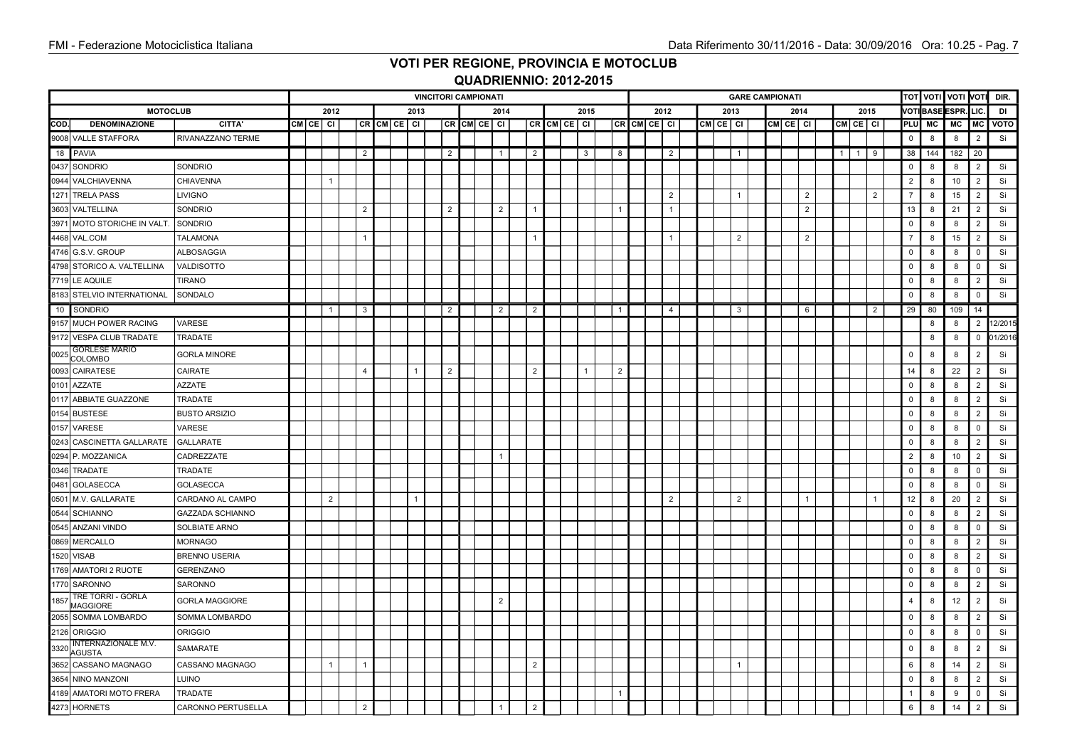# VOTI PER REGIONE, PROVINCIA E MOTOCLUB

## QUADRIENNIO: 2012-2015

| MOTOCLUB | | | VINCITORI CAMPIONATI | | | | | | | | | | | | | | | | GARE CAMPIONATI | | | | | | | | | | | | TOT VOTI | VOTI BASE | VOTI ESPR. | VOTI LIC. | DIR. DI |
|---|---|---|---|---|---|---|---|---|---|---|---|---|---|---|---|---|---|---|---|---|---|---|---|---|---|---|---|---|---|---|---|---|---|---|---|
| | | | 2012 | | | | 2013 | | | | 2014 | | | | 2015 | | | | 2012 | | | 2013 | | | 2014 | | | 2015 | | | | | | | |
| COD. | DENOMINAZIONE | CITTA' | CM | CE | CI | CR | CM | CE | CI | CR | CM | CE | CI | CR | CM | CE | CI | CR | CM | CE | CI | CM | CE | CI | CM | CE | CI | CM | CE | CI | PLU | MC | MC | MC | VOTO |
| 9008 | VALLE STAFFORA | RIVANAZZANO TERME | | | | | | | | | | | | | | | | | | | | | | | | | | | | | 0 | 8 | 8 | 2 | Si |
| 18 | PAVIA | | | | | 2 | | | | 2 | | | 1 | 2 | | | 3 | 8 | | | 2 | | | 1 | | | | 1 | 1 | 9 | 38 | 144 | 182 | 20 | |
| 0437 | SONDRIO | SONDRIO | | | | | | | | | | | | | | | | | | | | | | | | | | | | | 0 | 8 | 8 | 2 | Si |
| 0944 | VALCHIAVENNA | CHIAVENNA | | | 1 | | | | | | | | | | | | | | | | | | | | | | | | | | 2 | 8 | 10 | 2 | Si |
| 1271 | TRELA PASS | LIVIGNO | | | | | | | | | | | | | | | | | | | 2 | | | 1 | | | 2 | | | 2 | 7 | 8 | 15 | 2 | Si |
| 3603 | VALTELLINA | SONDRIO | | | | 2 | | | | 2 | | | 2 | 1 | | | | 1 | | | 1 | | | | | | 2 | | | | 13 | 8 | 21 | 2 | Si |
| 3971 | MOTO STORICHE IN VALT. | SONDRIO | | | | | | | | | | | | | | | | | | | | | | | | | | | | | 0 | 8 | 8 | 2 | Si |
| 4468 | VAL.COM | TALAMONA | | | | 1 | | | | | | | | 1 | | | | | | | 1 | | | 2 | | | 2 | | | | 7 | 8 | 15 | 2 | Si |
| 4746 | G.S.V. GROUP | ALBOSAGGIA | | | | | | | | | | | | | | | | | | | | | | | | | | | | | 0 | 8 | 8 | 0 | Si |
| 4798 | STORICO A. VALTELLINA | VALDISOTTO | | | | | | | | | | | | | | | | | | | | | | | | | | | | | 0 | 8 | 8 | 0 | Si |
| 7719 | LE AQUILE | TIRANO | | | | | | | | | | | | | | | | | | | | | | | | | | | | | 0 | 8 | 8 | 2 | Si |
| 8183 | STELVIO INTERNATIONAL | SONDALO | | | | | | | | | | | | | | | | | | | | | | | | | | | | | 0 | 8 | 8 | 0 | Si |
| 10 | SONDRIO | | | | 1 | 3 | | | | 2 | | | 2 | 2 | | | | 1 | | | 4 | | | 3 | | | 6 | | | 2 | 29 | 80 | 109 | 14 | |
| 9157 | MUCH POWER RACING | VARESE | | | | | | | | | | | | | | | | | | | | | | | | | | | | | | 8 | 8 | 2 | 12/2015 |
| 9172 | VESPA CLUB TRADATE | TRADATE | | | | | | | | | | | | | | | | | | | | | | | | | | | | | | 8 | 8 | 0 | 01/2016 |
| 0025 | GORLESE MARIO COLOMBO | GORLA MINORE | | | | | | | | | | | | | | | | | | | | | | | | | | | | | 0 | 8 | 8 | 2 | Si |
| 0093 | CAIRATESE | CAIRATE | | | | 4 | | | 1 | 2 | | | | 2 | | | 1 | 2 | | | | | | | | | | | | | 14 | 8 | 22 | 2 | Si |
| 0101 | AZZATE | AZZATE | | | | | | | | | | | | | | | | | | | | | | | | | | | | | 0 | 8 | 8 | 2 | Si |
| 0117 | ABBIATE GUAZZONE | TRADATE | | | | | | | | | | | | | | | | | | | | | | | | | | | | | 0 | 8 | 8 | 2 | Si |
| 0154 | BUSTESE | BUSTO ARSIZIO | | | | | | | | | | | | | | | | | | | | | | | | | | | | | 0 | 8 | 8 | 2 | Si |
| 0157 | VARESE | VARESE | | | | | | | | | | | | | | | | | | | | | | | | | | | | | 0 | 8 | 8 | 0 | Si |
| 0243 | CASCINETTA GALLARATE | GALLARATE | | | | | | | | | | | | | | | | | | | | | | | | | | | | | 0 | 8 | 8 | 2 | Si |
| 0294 | P. MOZZANICA | CADREZZATE | | | | | | | | | | | 1 | | | | | | | | | | | | | | | | | | 2 | 8 | 10 | 2 | Si |
| 0346 | TRADATE | TRADATE | | | | | | | | | | | | | | | | | | | | | | | | | | | | | 0 | 8 | 8 | 0 | Si |
| 0481 | GOLASECCA | GOLASECCA | | | | | | | | | | | | | | | | | | | | | | | | | | | | | 0 | 8 | 8 | 0 | Si |
| 0501 | M.V. GALLARATE | CARDANO AL CAMPO | | | 2 | | | | 1 | | | | | | | | | | | | 2 | | | 2 | | | 1 | | | 1 | 12 | 8 | 20 | 2 | Si |
| 0544 | SCHIANNO | GAZZADA SCHIANNO | | | | | | | | | | | | | | | | | | | | | | | | | | | | | 0 | 8 | 8 | 2 | Si |
| 0545 | ANZANI VINDO | SOLBIATE ARNO | | | | | | | | | | | | | | | | | | | | | | | | | | | | | 0 | 8 | 8 | 0 | Si |
| 0869 | MERCALLO | MORNAGO | | | | | | | | | | | | | | | | | | | | | | | | | | | | | 0 | 8 | 8 | 2 | Si |
| 1520 | VISAB | BRENNO USERIA | | | | | | | | | | | | | | | | | | | | | | | | | | | | | 0 | 8 | 8 | 2 | Si |
| 1769 | AMATORI 2 RUOTE | GERENZANO | | | | | | | | | | | | | | | | | | | | | | | | | | | | | 0 | 8 | 8 | 0 | Si |
| 1770 | SARONNO | SARONNO | | | | | | | | | | | | | | | | | | | | | | | | | | | | | 0 | 8 | 8 | 2 | Si |
| 1857 | TRE TORRI - GORLA MAGGIORE | GORLA MAGGIORE | | | | | | | | | | | 2 | | | | | | | | | | | | | | | | | | 4 | 8 | 12 | 2 | Si |
| 2055 | SOMMA LOMBARDO | SOMMA LOMBARDO | | | | | | | | | | | | | | | | | | | | | | | | | | | | | 0 | 8 | 8 | 2 | Si |
| 2126 | ORIGGIO | ORIGGIO | | | | | | | | | | | | | | | | | | | | | | | | | | | | | 0 | 8 | 8 | 0 | Si |
| 3320 | INTERNAZIONALE M.V. AGUSTA | SAMARATE | | | | | | | | | | | | | | | | | | | | | | | | | | | | | 0 | 8 | 8 | 2 | Si |
| 3652 | CASSANO MAGNAGO | CASSANO MAGNAGO | | | 1 | 1 | | | | | | | | 2 | | | | | | | | | | 1 | | | | | | | 6 | 8 | 14 | 2 | Si |
| 3654 | NINO MANZONI | LUINO | | | | | | | | | | | | | | | | | | | | | | | | | | | | | 0 | 8 | 8 | 2 | Si |
| 4189 | AMATORI MOTO FRERA | TRADATE | | | | | | | | | | | | | | | | 1 | | | | | | | | | | | | | 1 | 8 | 9 | 0 | Si |
| 4273 | HORNETS | CARONNO PERTUSELLA | | | | 2 | | | | | | | 1 | 2 | | | | | | | | | | | | | | | | | 6 | 8 | 14 | 2 | Si |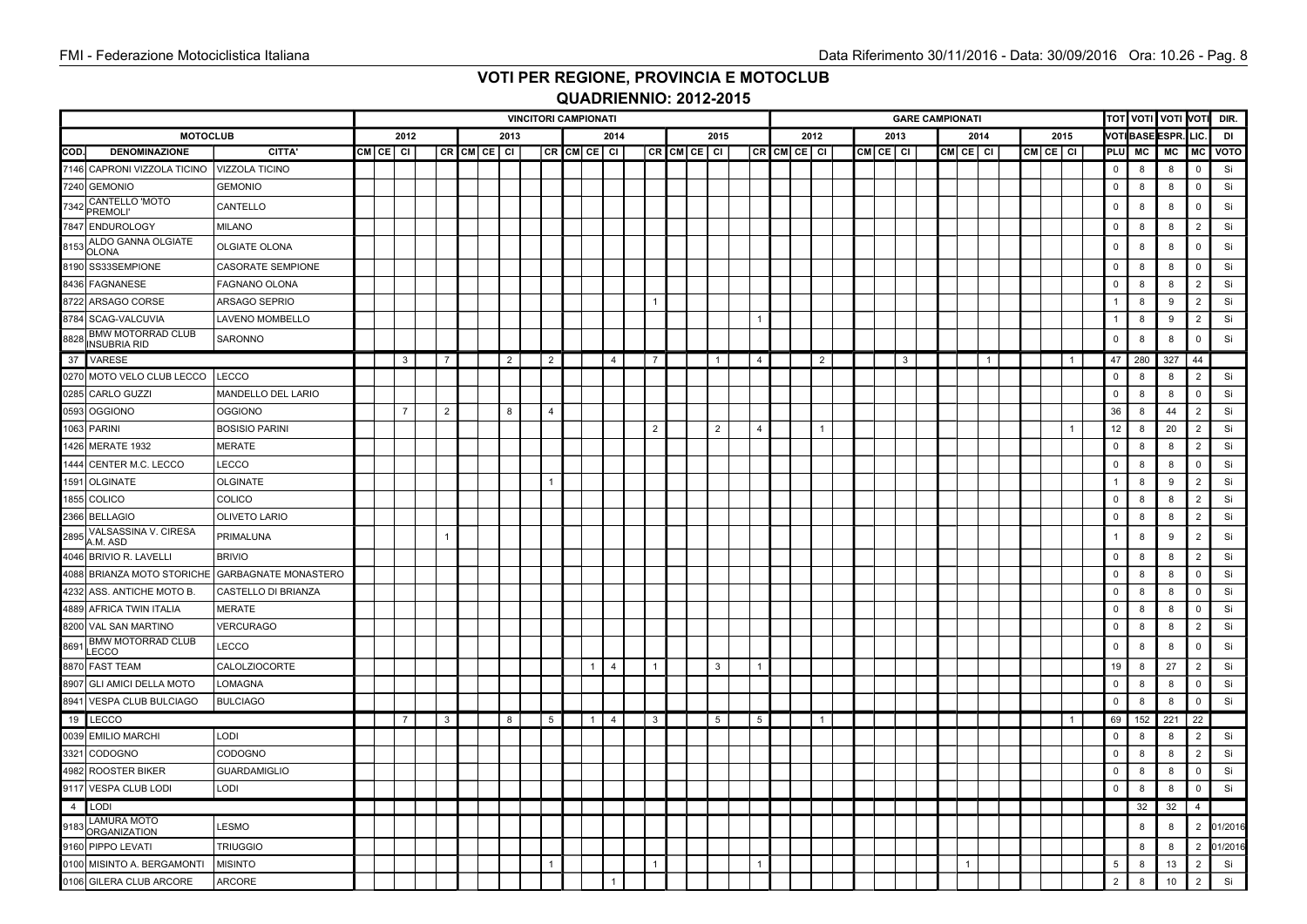# VOTI PER REGIONE, PROVINCIA E MOTOCLUB

## QUADRIENNIO: 2012-2015

| | | | VINCITORI CAMPIONATI | | | | | | | | | | | | | | | | | | | | GARE CAMPIONATI | | | | | | | | | | | | | | | | TOT | VOTI | VOTI | VOTI | DIR. |
|---|---|---|---|---|---|---|---|---|---|---|---|---|---|---|---|---|---|---|---|---|---|---|---|---|---|---|---|---|---|---|---|---|---|---|---|---|---|---|---|---|---|---|---|
| MOTOCLUB | | | 2012 | | | | | 2013 | | | | | 2014 | | | | | 2015 | | | | | 2012 | | | | 2013 | | | | 2014 | | | | 2015 | | | | VOTI | BASE | ESPR. | LIC. | DI |
| COD. | DENOMINAZIONE | CITTA' | CM | CE | CI | | CR | CM | CE | CI | | CR | CM | CE | CI | | CR | CM | CE | CI | | CR | CM | CE | CI | | CM | CE | CI | | CM | CE | CI | | CM | CE | CI | | PLU | MC | MC | MC | VOTO |
| 7146 | CAPRONI VIZZOLA TICINO | VIZZOLA TICINO | | | | | | | | | | | | | | | | | | | | | | | | | | | | | | | | | | | | | 0 | 8 | 8 | 0 | Si |
| 7240 | GEMONIO | GEMONIO | | | | | | | | | | | | | | | | | | | | | | | | | | | | | | | | | | | | | 0 | 8 | 8 | 0 | Si |
| 7342 | CANTELLO 'MOTO PREMOLI' | CANTELLO | | | | | | | | | | | | | | | | | | | | | | | | | | | | | | | | | | | | | 0 | 8 | 8 | 0 | Si |
| 7847 | ENDUROLOGY | MILANO | | | | | | | | | | | | | | | | | | | | | | | | | | | | | | | | | | | | | 0 | 8 | 8 | 2 | Si |
| 8153 | ALDO GANNA OLGIATE OLONA | OLGIATE OLONA | | | | | | | | | | | | | | | | | | | | | | | | | | | | | | | | | | | | | 0 | 8 | 8 | 0 | Si |
| 8190 | SS33SEMPIONE | CASORATE SEMPIONE | | | | | | | | | | | | | | | | | | | | | | | | | | | | | | | | | | | | | 0 | 8 | 8 | 0 | Si |
| 8436 | FAGNANESE | FAGNANO OLONA | | | | | | | | | | | | | | | | | | | | | | | | | | | | | | | | | | | | | 0 | 8 | 8 | 2 | Si |
| 8722 | ARSAGO CORSE | ARSAGO SEPRIO | | | | | | | | | | | | | | | 1 | | | | | | | | | | | | | | | | | | | | | | 1 | 8 | 9 | 2 | Si |
| 8784 | SCAG-VALCUVIA | LAVENO MOMBELLO | | | | | | | | | | | | | | | | | | | | 1 | | | | | | | | | | | | | | | | | 1 | 8 | 9 | 2 | Si |
| 8828 | BMW MOTORRAD CLUB INSUBRIA RID | SARONNO | | | | | | | | | | | | | | | | | | | | | | | | | | | | | | | | | | | | | 0 | 8 | 8 | 0 | Si |
| 37 | VARESE | | | | 3 | | 7 | | | 2 | | 2 | | | 4 | | 7 | | | 1 | | 4 | | | 2 | | | | 3 | | | | 1 | | | | 1 | | 47 | 280 | 327 | 44 | |
| 0270 | MOTO VELO CLUB LECCO | LECCO | | | | | | | | | | | | | | | | | | | | | | | | | | | | | | | | | | | | | 0 | 8 | 8 | 2 | Si |
| 0285 | CARLO GUZZI | MANDELLO DEL LARIO | | | | | | | | | | | | | | | | | | | | | | | | | | | | | | | | | | | | | 0 | 8 | 8 | 0 | Si |
| 0593 | OGGIONO | OGGIONO | | | 7 | | 2 | | | 8 | | 4 | | | | | | | | | | | | | | | | | | | | | | | | | | | 36 | 8 | 44 | 2 | Si |
| 1063 | PARINI | BOSISIO PARINI | | | | | | | | | | | | | | | 2 | | | 2 | | 4 | | | 1 | | | | | | | | | | | | 1 | | 12 | 8 | 20 | 2 | Si |
| 1426 | MERATE 1932 | MERATE | | | | | | | | | | | | | | | | | | | | | | | | | | | | | | | | | | | | | 0 | 8 | 8 | 2 | Si |
| 1444 | CENTER M.C. LECCO | LECCO | | | | | | | | | | | | | | | | | | | | | | | | | | | | | | | | | | | | | 0 | 8 | 8 | 0 | Si |
| 1591 | OLGINATE | OLGINATE | | | | | | | | | | 1 | | | | | | | | | | | | | | | | | | | | | | | | | | | 1 | 8 | 9 | 2 | Si |
| 1855 | COLICO | COLICO | | | | | | | | | | | | | | | | | | | | | | | | | | | | | | | | | | | | | 0 | 8 | 8 | 2 | Si |
| 2366 | BELLAGIO | OLIVETO LARIO | | | | | | | | | | | | | | | | | | | | | | | | | | | | | | | | | | | | | 0 | 8 | 8 | 2 | Si |
| 2895 | VALSASSINA V. CIRESA A.M. ASD | PRIMALUNA | | | | | 1 | | | | | | | | | | | | | | | | | | | | | | | | | | | | | | | | 1 | 8 | 9 | 2 | Si |
| 4046 | BRIVIO R. LAVELLI | BRIVIO | | | | | | | | | | | | | | | | | | | | | | | | | | | | | | | | | | | | | 0 | 8 | 8 | 2 | Si |
| 4088 | BRIANZA MOTO STORICHE | GARBAGNATE MONASTERO | | | | | | | | | | | | | | | | | | | | | | | | | | | | | | | | | | | | | 0 | 8 | 8 | 0 | Si |
| 4232 | ASS. ANTICHE MOTO B. | CASTELLO DI BRIANZA | | | | | | | | | | | | | | | | | | | | | | | | | | | | | | | | | | | | | 0 | 8 | 8 | 0 | Si |
| 4889 | AFRICA TWIN ITALIA | MERATE | | | | | | | | | | | | | | | | | | | | | | | | | | | | | | | | | | | | | 0 | 8 | 8 | 0 | Si |
| 8200 | VAL SAN MARTINO | VERCURAGO | | | | | | | | | | | | | | | | | | | | | | | | | | | | | | | | | | | | | 0 | 8 | 8 | 2 | Si |
| 8691 | BMW MOTORRAD CLUB LECCO | LECCO | | | | | | | | | | | | | | | | | | | | | | | | | | | | | | | | | | | | | 0 | 8 | 8 | 0 | Si |
| 8870 | FAST TEAM | CALOLZIOCORTE | | | | | | | | | | | | 1 | 4 | | 1 | | | 3 | | 1 | | | | | | | | | | | | | | | | | 19 | 8 | 27 | 2 | Si |
| 8907 | GLI AMICI DELLA MOTO | LOMAGNA | | | | | | | | | | | | | | | | | | | | | | | | | | | | | | | | | | | | | 0 | 8 | 8 | 0 | Si |
| 8941 | VESPA CLUB BULCIAGO | BULCIAGO | | | | | | | | | | | | | | | | | | | | | | | | | | | | | | | | | | | | | 0 | 8 | 8 | 0 | Si |
| 19 | LECCO | | | | 7 | | 3 | | | 8 | | 5 | | 1 | 4 | | 3 | | | 5 | | 5 | | | 1 | | | | | | | | | | | | 1 | | 69 | 152 | 221 | 22 | |
| 0039 | EMILIO MARCHI | LODI | | | | | | | | | | | | | | | | | | | | | | | | | | | | | | | | | | | | | 0 | 8 | 8 | 2 | Si |
| 3321 | CODOGNO | CODOGNO | | | | | | | | | | | | | | | | | | | | | | | | | | | | | | | | | | | | | 0 | 8 | 8 | 2 | Si |
| 4982 | ROOSTER BIKER | GUARDAMIGLIO | | | | | | | | | | | | | | | | | | | | | | | | | | | | | | | | | | | | | 0 | 8 | 8 | 0 | Si |
| 9117 | VESPA CLUB LODI | LODI | | | | | | | | | | | | | | | | | | | | | | | | | | | | | | | | | | | | | 0 | 8 | 8 | 0 | Si |
| 4 | LODI | | | | | | | | | | | | | | | | | | | | | | | | | | | | | | | | | | | | | | | 32 | 32 | 4 | |
| 9183 | LAMURA MOTO ORGANIZATION | LESMO | | | | | | | | | | | | | | | | | | | | | | | | | | | | | | | | | | | | | | 8 | 8 | 2 | 01/2016 |
| 9160 | PIPPO LEVATI | TRIUGGIO | | | | | | | | | | | | | | | | | | | | | | | | | | | | | | | | | | | | | | 8 | 8 | 2 | 01/2016 |
| 0100 | MISINTO A. BERGAMONTI | MISINTO | | | | | | | | | | 1 | | | | | 1 | | | | | 1 | | | | | | | | | | 1 | | | | | | | 5 | 8 | 13 | 2 | Si |
| 0106 | GILERA CLUB ARCORE | ARCORE | | | | | | | | | | | | | 1 | | | | | | | | | | | | | | | | | | | | | | | | 2 | 8 | 10 | 2 | Si |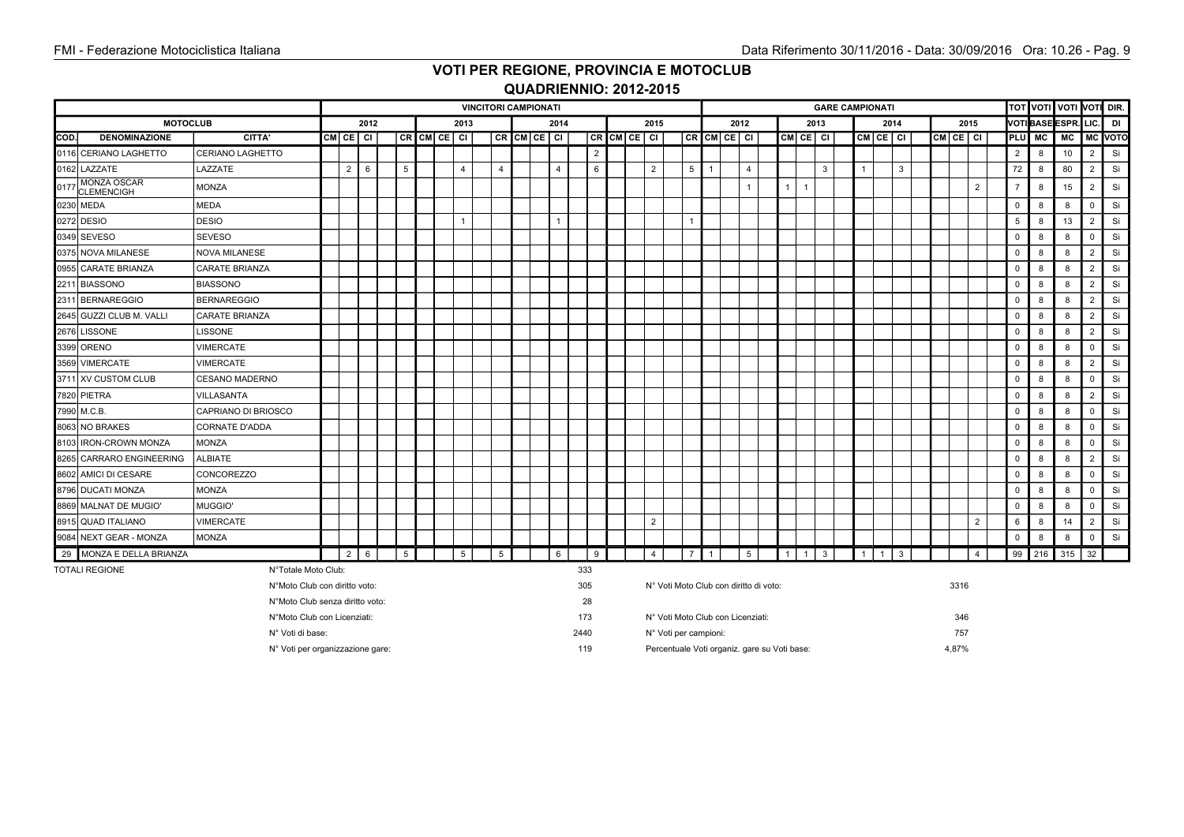## VOTI PER REGIONE, PROVINCIA E MOTOCLUB

### QUADRIENNIO: 2012-2015

| MOTOCLUB | | | VINCITORI CAMPIONATI 2012 | | | | 2013 | | | | 2014 | | | | 2015 | | | | GARE CAMPIONATI 2012 | | | 2013 | | | 2014 | | | 2015 | | | TOT VOTI | VOTI BASE | VOTI ESPR. | VOTI LIC. | DIR. DI |
|---|---|---|---|---|---|---|---|---|---|---|---|---|---|---|---|---|---|---|---|---|---|---|---|---|---|---|---|---|---|---|---|---|---|---|---|
| COD. | DENOMINAZIONE | CITTA' | CM | CE | CI | CR | CM | CE | CI | CR | CM | CE | CI | CR | CM | CE | CI | CR | CM | CE | CI | CM | CE | CI | CM | CE | CI | CM | CE | CI | PLU | MC | MC | MC | VOTO |
| 0116 | CERIANO LAGHETTO | CERIANO LAGHETTO | | | | | | | | | | | | 2 | | | | | | | | | | | | | | | | | 2 | 8 | 10 | 2 | Si |
| 0162 | LAZZATE | LAZZATE | | 2 | 6 | 5 | | | 4 | 4 | | | 4 | 6 | | | 2 | 5 | 1 | | 4 | | | 3 | 1 | | 3 | | | | 72 | 8 | 80 | 2 | Si |
| 0177 | MONZA OSCAR CLEMENCIGH | MONZA | | | | | | | | | | | | | | | | | | | 1 | 1 | 1 | | | | | | | 2 | 7 | 8 | 15 | 2 | Si |
| 0230 | MEDA | MEDA | | | | | | | | | | | | | | | | | | | | | | | | | | | | | 0 | 8 | 8 | 0 | Si |
| 0272 | DESIO | DESIO | | | | | | | 1 | | | | 1 | | | | | 1 | | | | | | | | | | | | | 5 | 8 | 13 | 2 | Si |
| 0349 | SEVESO | SEVESO | | | | | | | | | | | | | | | | | | | | | | | | | | | | | 0 | 8 | 8 | 0 | Si |
| 0375 | NOVA MILANESE | NOVA MILANESE | | | | | | | | | | | | | | | | | | | | | | | | | | | | | 0 | 8 | 8 | 2 | Si |
| 0955 | CARATE BRIANZA | CARATE BRIANZA | | | | | | | | | | | | | | | | | | | | | | | | | | | | | 0 | 8 | 8 | 2 | Si |
| 2211 | BIASSONO | BIASSONO | | | | | | | | | | | | | | | | | | | | | | | | | | | | | 0 | 8 | 8 | 2 | Si |
| 2311 | BERNAREGGIO | BERNAREGGIO | | | | | | | | | | | | | | | | | | | | | | | | | | | | | 0 | 8 | 8 | 2 | Si |
| 2645 | GUZZI CLUB M. VALLI | CARATE BRIANZA | | | | | | | | | | | | | | | | | | | | | | | | | | | | | 0 | 8 | 8 | 2 | Si |
| 2676 | LISSONE | LISSONE | | | | | | | | | | | | | | | | | | | | | | | | | | | | | 0 | 8 | 8 | 2 | Si |
| 3399 | ORENO | VIMERCATE | | | | | | | | | | | | | | | | | | | | | | | | | | | | | 0 | 8 | 8 | 0 | Si |
| 3569 | VIMERCATE | VIMERCATE | | | | | | | | | | | | | | | | | | | | | | | | | | | | | 0 | 8 | 8 | 2 | Si |
| 3711 | XV CUSTOM CLUB | CESANO MADERNO | | | | | | | | | | | | | | | | | | | | | | | | | | | | | 0 | 8 | 8 | 0 | Si |
| 7820 | PIETRA | VILLASANTA | | | | | | | | | | | | | | | | | | | | | | | | | | | | | 0 | 8 | 8 | 2 | Si |
| 7990 | M.C.B. | CAPRIANO DI BRIOSCO | | | | | | | | | | | | | | | | | | | | | | | | | | | | | 0 | 8 | 8 | 0 | Si |
| 8063 | NO BRAKES | CORNATE D'ADDA | | | | | | | | | | | | | | | | | | | | | | | | | | | | | 0 | 8 | 8 | 0 | Si |
| 8103 | IRON-CROWN MONZA | MONZA | | | | | | | | | | | | | | | | | | | | | | | | | | | | | 0 | 8 | 8 | 0 | Si |
| 8265 | CARRARO ENGINEERING | ALBIATE | | | | | | | | | | | | | | | | | | | | | | | | | | | | | 0 | 8 | 8 | 2 | Si |
| 8602 | AMICI DI CESARE | CONCOREZZO | | | | | | | | | | | | | | | | | | | | | | | | | | | | | 0 | 8 | 8 | 0 | Si |
| 8796 | DUCATI MONZA | MONZA | | | | | | | | | | | | | | | | | | | | | | | | | | | | | 0 | 8 | 8 | 0 | Si |
| 8869 | MALNAT DE MUGIO' | MUGGIO' | | | | | | | | | | | | | | | | | | | | | | | | | | | | | 0 | 8 | 8 | 0 | Si |
| 8915 | QUAD ITALIANO | VIMERCATE | | | | | | | | | | | | | | | 2 | | | | | | | | | | | | | 2 | 6 | 8 | 14 | 2 | Si |
| 9084 | NEXT GEAR - MONZA | MONZA | | | | | | | | | | | | | | | | | | | | | | | | | | | | | 0 | 8 | 8 | 0 | Si |
| 29 | MONZA E DELLA BRIANZA | | | 2 | 6 | 5 | | | 5 | 5 | | | 6 | 9 | | | 4 | 7 | 1 | | 5 | 1 | 1 | 3 | 1 | 1 | 3 | | | 4 | 99 | 216 | 315 | 32 | |

TOTALI REGIONE

| | | | |
|---|---|---|---|
| N°Totale Moto Club: | 333 | | |
| N°Moto Club con diritto voto: | 305 | N° Voti Moto Club con diritto di voto: | 3316 |
| N°Moto Club senza diritto voto: | 28 | | |
| N°Moto Club con Licenziati: | 173 | N° Voti Moto Club con Licenziati: | 346 |
| N° Voti di base: | 2440 | N° Voti per campioni: | 757 |
| N° Voti per organizzazione gare: | 119 | Percentuale Voti organiz. gare su Voti base: | 4,87% |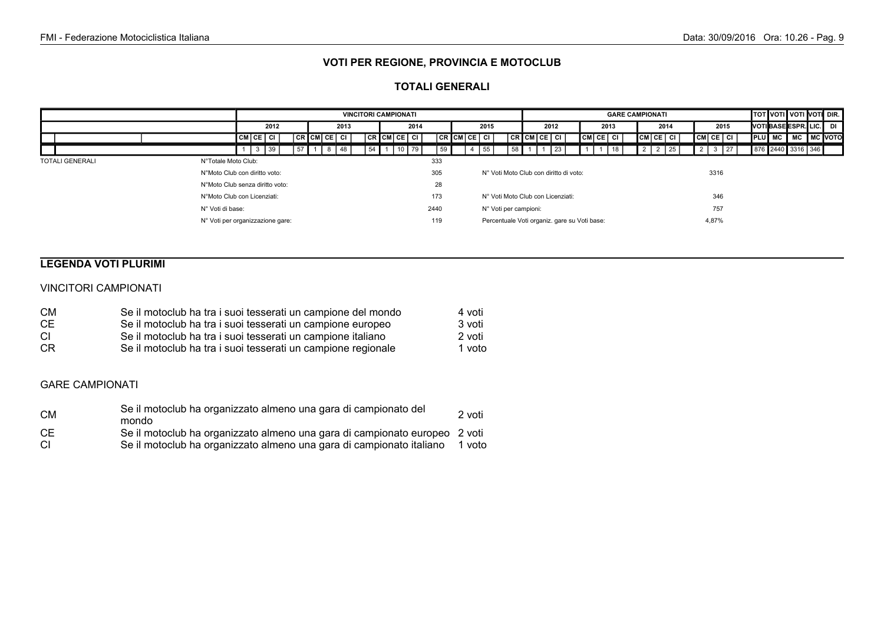## VOTI PER REGIONE, PROVINCIA E MOTOCLUB

### TOTALI GENERALI

| | | VINCITORI CAMPIONATI | | | | | | | | | | | | | | | | GARE CAMPIONATI | | | | | | | | | | | | TOT VOTI | VOTI BASE | VOTI ESPR. | VOTI LIC. | DIR. DI |
|---|---|---|---|---|---|---|---|---|---|---|---|---|---|---|---|---|---|---|---|---|---|---|---|---|---|---|---|---|---|---|---|---|---|---|
| | | 2012 | | | | 2013 | | | | 2014 | | | | 2015 | | | | 2012 | | | 2013 | | | 2014 | | | 2015 | | | | | | | |
| | | CM | CE | CI | CR | CM | CE | CI | CR | CM | CE | CI | CR | CM | CE | CI | CR | CM | CE | CI | CM | CE | CI | CM | CE | CI | CM | CE | CI | PLU | MC | MC | MC | VOTO |
| | | 1 | 3 | 39 | 57 | 1 | 8 | 48 | 54 | 1 | 10 | 79 | 59 | | 4 | 55 | 58 | 1 | 1 | 23 | 1 | 1 | 18 | 2 | 2 | 25 | 2 | 3 | 27 | 876 | 2440 | 3316 | 346 | |

| TOTALI GENERALI | | | | |
|---|---|---|---|---|
| | N°Totale Moto Club: | 333 | | |
| | N°Moto Club con diritto voto: | 305 | N° Voti Moto Club con diritto di voto: | 3316 |
| | N°Moto Club senza diritto voto: | 28 | | |
| | N°Moto Club con Licenziati: | 173 | N° Voti Moto Club con Licenziati: | 346 |
| | N° Voti di base: | 2440 | N° Voti per campioni: | 757 |
| | N° Voti per organizzazione gare: | 119 | Percentuale Voti organiz. gare su Voti base: | 4,87% |

## LEGENDA VOTI PLURIMI

VINCITORI CAMPIONATI

| | | |
|---|---|---|
| CM | Se il motoclub ha tra i suoi tesserati un campione del mondo | 4 voti |
| CE | Se il motoclub ha tra i suoi tesserati un campione europeo | 3 voti |
| CI | Se il motoclub ha tra i suoi tesserati un campione italiano | 2 voti |
| CR | Se il motoclub ha tra i suoi tesserati un campione regionale | 1 voto |

GARE CAMPIONATI

| | | |
|---|---|---|
| CM | Se il motoclub ha organizzato almeno una gara di campionato del mondo | 2 voti |
| CE | Se il motoclub ha organizzato almeno una gara di campionato europeo | 2 voti |
| CI | Se il motoclub ha organizzato almeno una gara di campionato italiano | 1 voto |